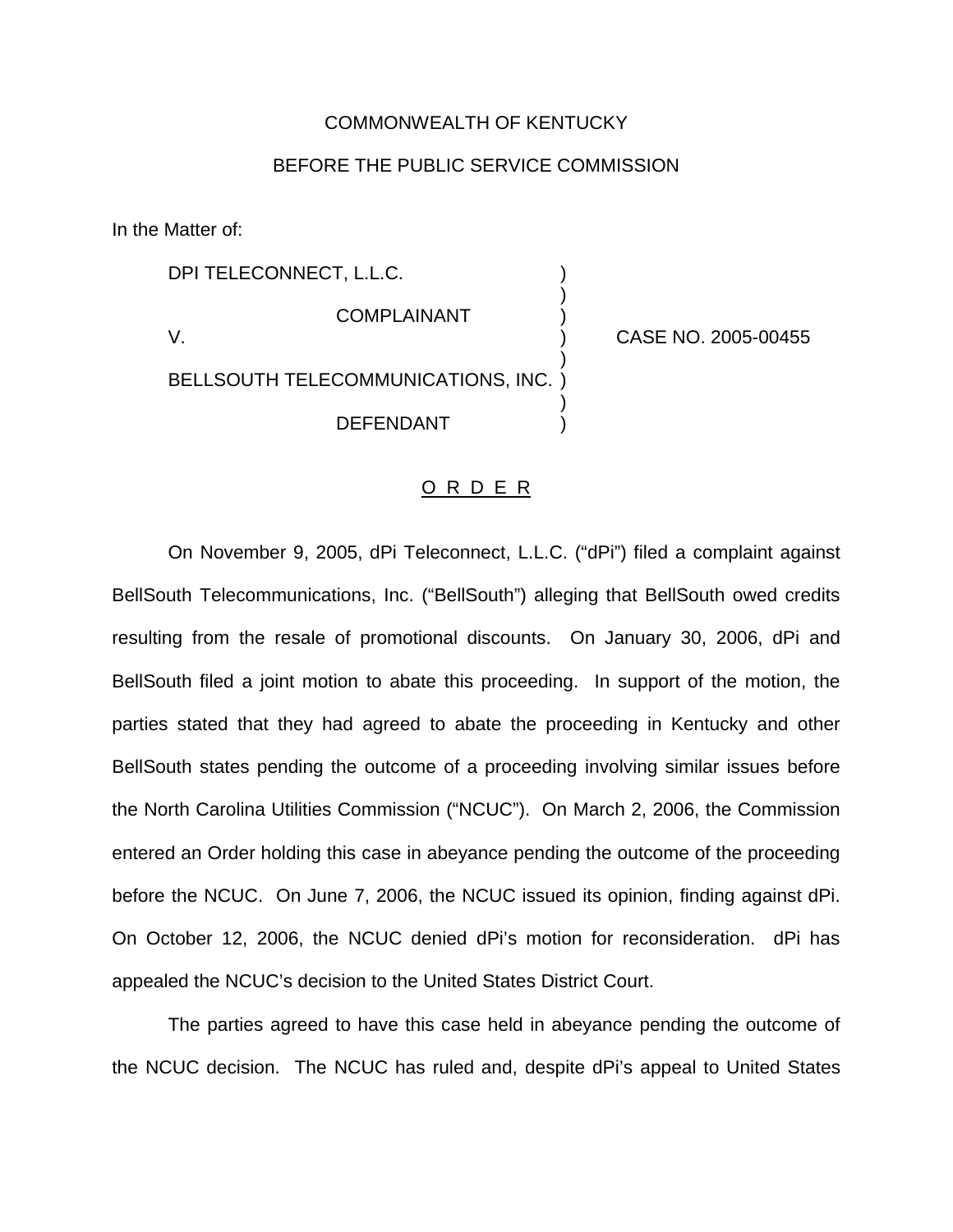COMMONWEALTH OF KENTUCKY

BEFORE THE PUBLIC SERVICE COMMISSION

In the Matter of:

DPI TELECONNECT, L.L.C.

COMPLAINANT

V.

BELLSOUTH TELECOMMUNICATIONS, INC.

DEFENDANT

CASE NO. 2005-00455

## O R D E R

On November 9, 2005, dPi Teleconnect, L.L.C. ("dPi") filed a complaint against BellSouth Telecommunications, Inc. ("BellSouth") alleging that BellSouth owed credits resulting from the resale of promotional discounts. On January 30, 2006, dPi and BellSouth filed a joint motion to abate this proceeding. In support of the motion, the parties stated that they had agreed to abate the proceeding in Kentucky and other BellSouth states pending the outcome of a proceeding involving similar issues before the North Carolina Utilities Commission ("NCUC"). On March 2, 2006, the Commission entered an Order holding this case in abeyance pending the outcome of the proceeding before the NCUC. On June 7, 2006, the NCUC issued its opinion, finding against dPi. On October 12, 2006, the NCUC denied dPi's motion for reconsideration. dPi has appealed the NCUC's decision to the United States District Court.

The parties agreed to have this case held in abeyance pending the outcome of the NCUC decision. The NCUC has ruled and, despite dPi's appeal to United States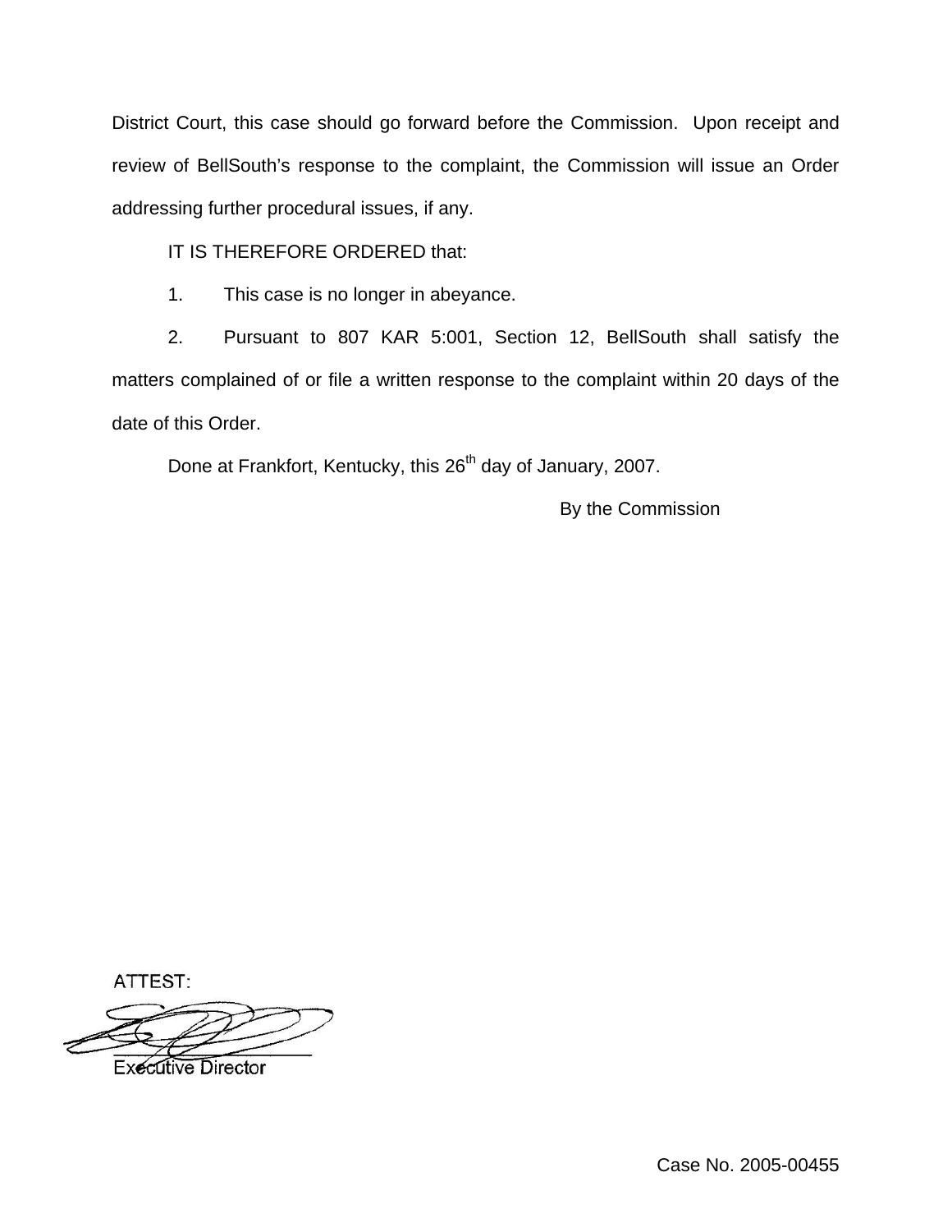District Court, this case should go forward before the Commission. Upon receipt and review of BellSouth's response to the complaint, the Commission will issue an Order addressing further procedural issues, if any.

IT IS THEREFORE ORDERED that:

1. This case is no longer in abeyance.

2. Pursuant to 807 KAR 5:001, Section 12, BellSouth shall satisfy the matters complained of or file a written response to the complaint within 20 days of the date of this Order.

Done at Frankfort, Kentucky, this 26th day of January, 2007.

By the Commission

ATTEST:

Executive Director

Case No. 2005-00455